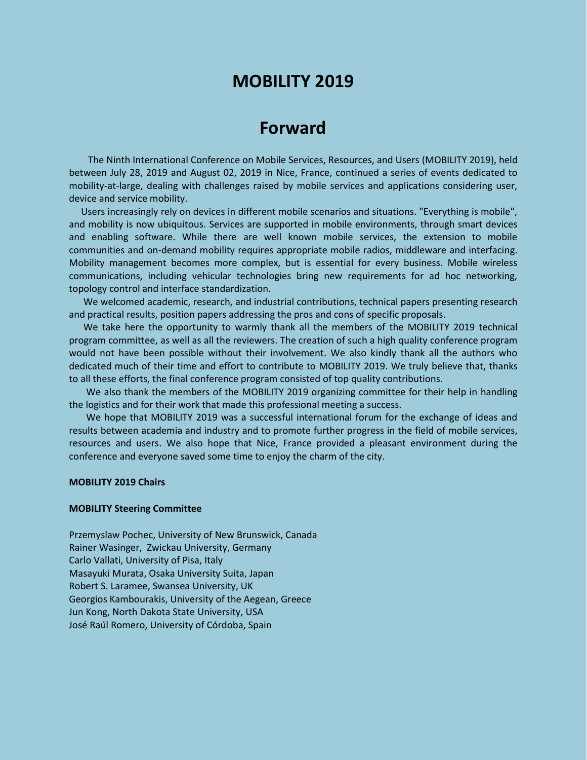# MOBILITY 2019

## Forward

The Ninth International Conference on Mobile Services, Resources, and Users (MOBILITY 2019), held between July 28, 2019 and August 02, 2019 in Nice, France, continued a series of events dedicated to mobility-at-large, dealing with challenges raised by mobile services and applications considering user, device and service mobility.

Users increasingly rely on devices in different mobile scenarios and situations. "Everything is mobile", and mobility is now ubiquitous. Services are supported in mobile environments, through smart devices and enabling software. While there are well known mobile services, the extension to mobile communities and on-demand mobility requires appropriate mobile radios, middleware and interfacing. Mobility management becomes more complex, but is essential for every business. Mobile wireless communications, including vehicular technologies bring new requirements for ad hoc networking, topology control and interface standardization.

We welcomed academic, research, and industrial contributions, technical papers presenting research and practical results, position papers addressing the pros and cons of specific proposals.

We take here the opportunity to warmly thank all the members of the MOBILITY 2019 technical program committee, as well as all the reviewers. The creation of such a high quality conference program would not have been possible without their involvement. We also kindly thank all the authors who dedicated much of their time and effort to contribute to MOBILITY 2019. We truly believe that, thanks to all these efforts, the final conference program consisted of top quality contributions.

We also thank the members of the MOBILITY 2019 organizing committee for their help in handling the logistics and for their work that made this professional meeting a success.

We hope that MOBILITY 2019 was a successful international forum for the exchange of ideas and results between academia and industry and to promote further progress in the field of mobile services, resources and users. We also hope that Nice, France provided a pleasant environment during the conference and everyone saved some time to enjoy the charm of the city.

**MOBILITY 2019 Chairs**

**MOBILITY Steering Committee**

Przemyslaw Pochec, University of New Brunswick, Canada
Rainer Wasinger, Zwickau University, Germany
Carlo Vallati, University of Pisa, Italy
Masayuki Murata, Osaka University Suita, Japan
Robert S. Laramee, Swansea University, UK
Georgios Kambourakis, University of the Aegean, Greece
Jun Kong, North Dakota State University, USA
José Raúl Romero, University of Córdoba, Spain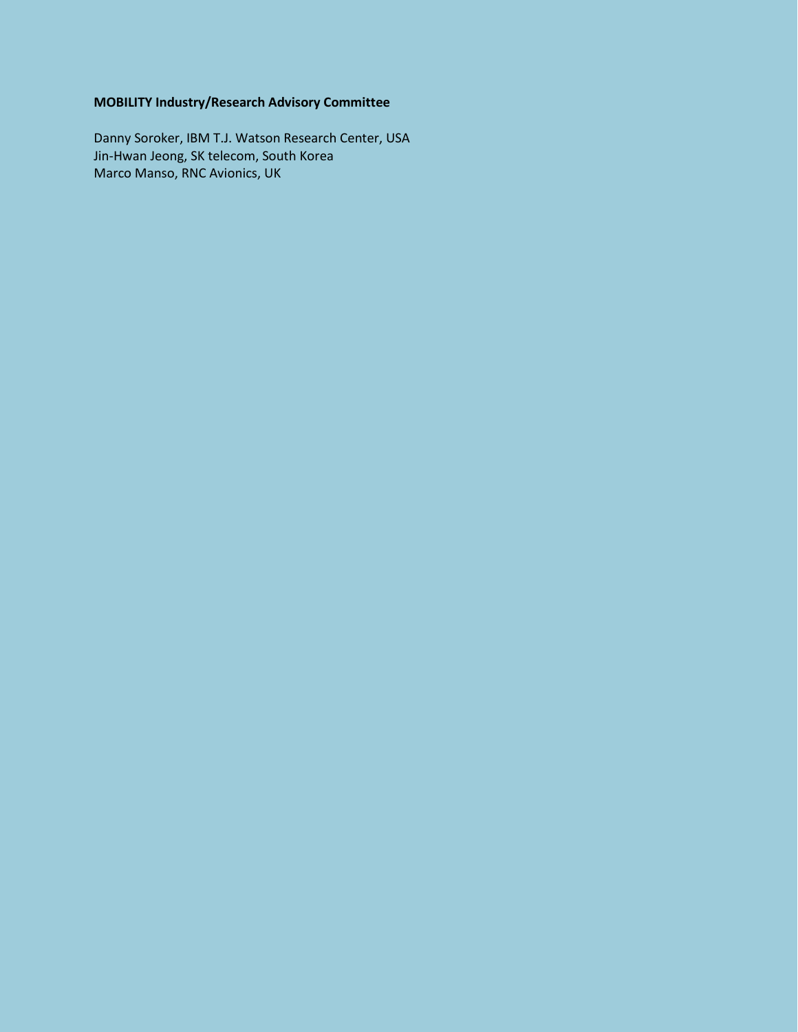**MOBILITY Industry/Research Advisory Committee**

Danny Soroker, IBM T.J. Watson Research Center, USA
Jin-Hwan Jeong, SK telecom, South Korea
Marco Manso, RNC Avionics, UK